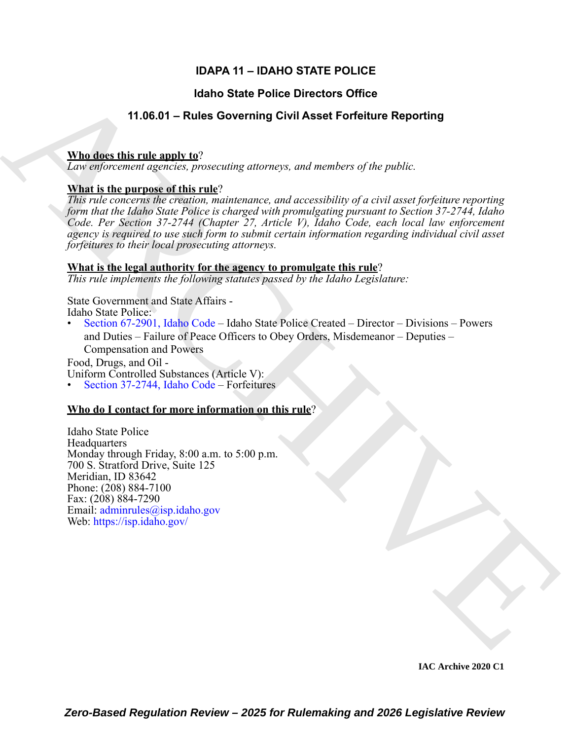# IDAPA 11 – IDAHO STATE POLICE

## Idaho State Police Directors Office

## 11.06.01 – Rules Governing Civil Asset Forfeiture Reporting

**Who does this rule apply to**?
*Law enforcement agencies, prosecuting attorneys, and members of the public.*

**What is the purpose of this rule**?
*This rule concerns the creation, maintenance, and accessibility of a civil asset forfeiture reporting form that the Idaho State Police is charged with promulgating pursuant to Section 37-2744, Idaho Code. Per Section 37-2744 (Chapter 27, Article V), Idaho Code, each local law enforcement agency is required to use such form to submit certain information regarding individual civil asset forfeitures to their local prosecuting attorneys.*

**What is the legal authority for the agency to promulgate this rule**?
*This rule implements the following statutes passed by the Idaho Legislature:*

State Government and State Affairs -
Idaho State Police:
- Section 67-2901, Idaho Code – Idaho State Police Created – Director – Divisions – Powers and Duties – Failure of Peace Officers to Obey Orders, Misdemeanor – Deputies – Compensation and Powers

Food, Drugs, and Oil -
Uniform Controlled Substances (Article V):
- Section 37-2744, Idaho Code – Forfeitures

**Who do I contact for more information on this rule**?

Idaho State Police
Headquarters
Monday through Friday, 8:00 a.m. to 5:00 p.m.
700 S. Stratford Drive, Suite 125
Meridian, ID 83642
Phone: (208) 884-7100
Fax: (208) 884-7290
Email: adminrules@isp.idaho.gov
Web: https://isp.idaho.gov/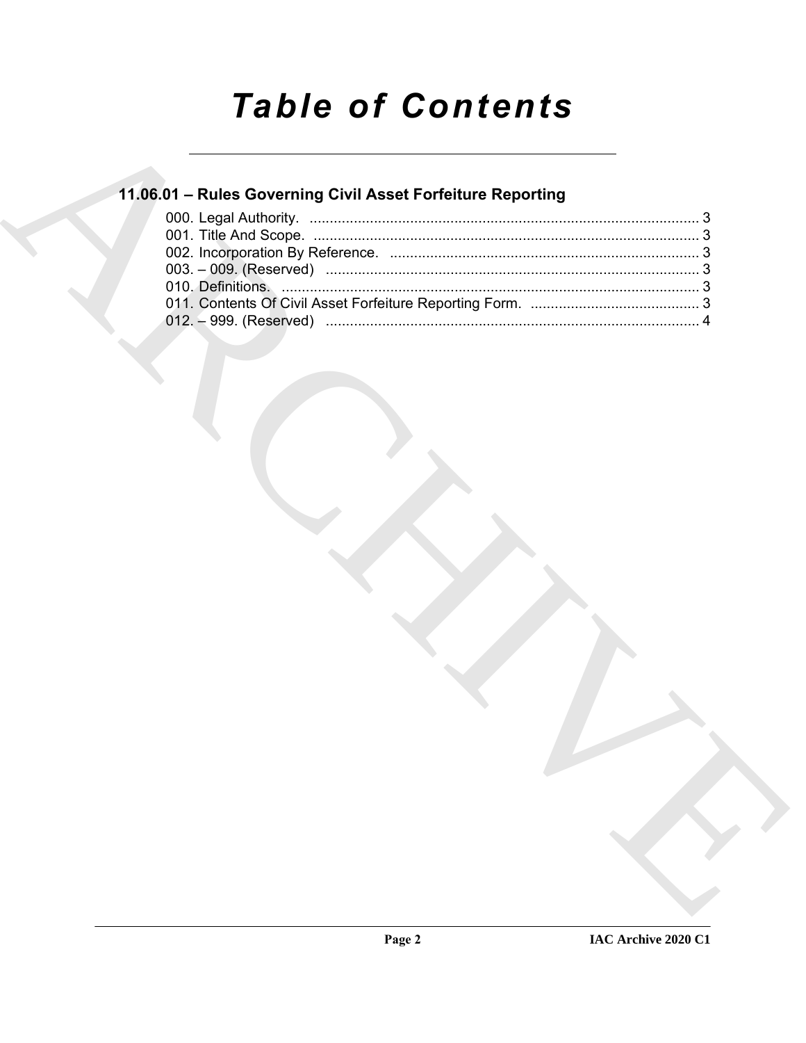# Table of Contents

## 11.06.01 – Rules Governing Civil Asset Forfeiture Reporting

000. Legal Authority. ................................................................................................ 3
001. Title And Scope. ................................................................................................ 3
002. Incorporation By Reference. ............................................................................. 3
003. – 009. (Reserved) ............................................................................................. 3
010. Definitions. ........................................................................................................ 3
011. Contents Of Civil Asset Forfeiture Reporting Form. .......................................... 3
012. – 999. (Reserved) ............................................................................................. 4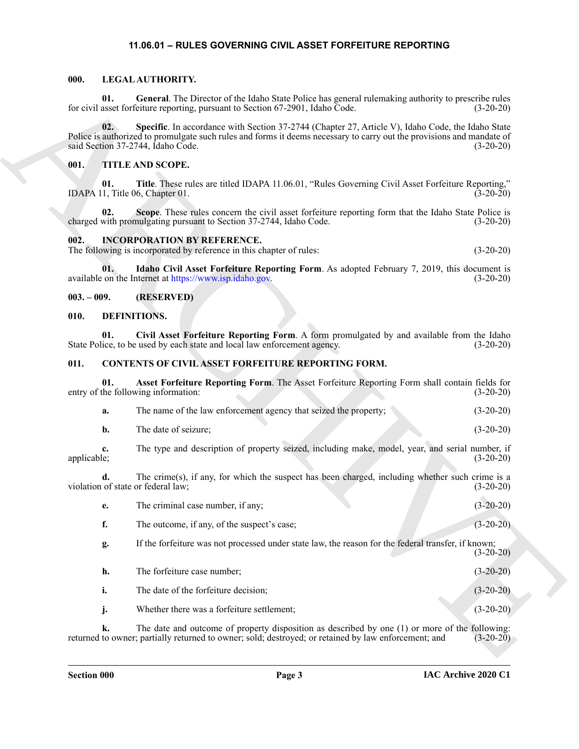# 11.06.01 – RULES GOVERNING CIVIL ASSET FORFEITURE REPORTING

## 000. LEGAL AUTHORITY.

**01. General**. The Director of the Idaho State Police has general rulemaking authority to prescribe rules for civil asset forfeiture reporting, pursuant to Section 67-2901, Idaho Code. (3-20-20)

**02. Specific**. In accordance with Section 37-2744 (Chapter 27, Article V), Idaho Code, the Idaho State Police is authorized to promulgate such rules and forms it deems necessary to carry out the provisions and mandate of said Section 37-2744, Idaho Code. (3-20-20)

## 001. TITLE AND SCOPE.

**01. Title**. These rules are titled IDAPA 11.06.01, "Rules Governing Civil Asset Forfeiture Reporting," IDAPA 11, Title 06, Chapter 01. (3-20-20)

**02. Scope**. These rules concern the civil asset forfeiture reporting form that the Idaho State Police is charged with promulgating pursuant to Section 37-2744, Idaho Code. (3-20-20)

## 002. INCORPORATION BY REFERENCE.

The following is incorporated by reference in this chapter of rules: (3-20-20)

**01. Idaho Civil Asset Forfeiture Reporting Form**. As adopted February 7, 2019, this document is available on the Internet at https://www.isp.idaho.gov. (3-20-20)

## 003. – 009. (RESERVED)

## 010. DEFINITIONS.

**01. Civil Asset Forfeiture Reporting Form**. A form promulgated by and available from the Idaho State Police, to be used by each state and local law enforcement agency. (3-20-20)

## 011. CONTENTS OF CIVIL ASSET FORFEITURE REPORTING FORM.

**01. Asset Forfeiture Reporting Form**. The Asset Forfeiture Reporting Form shall contain fields for entry of the following information: (3-20-20)

**a.** The name of the law enforcement agency that seized the property; (3-20-20)

**b.** The date of seizure; (3-20-20)

**c.** The type and description of property seized, including make, model, year, and serial number, if applicable; (3-20-20)

**d.** The crime(s), if any, for which the suspect has been charged, including whether such crime is a violation of state or federal law; (3-20-20)

**e.** The criminal case number, if any; (3-20-20)

**f.** The outcome, if any, of the suspect's case; (3-20-20)

**g.** If the forfeiture was not processed under state law, the reason for the federal transfer, if known; (3-20-20)

**h.** The forfeiture case number; (3-20-20)

**i.** The date of the forfeiture decision; (3-20-20)

**j.** Whether there was a forfeiture settlement; (3-20-20)

**k.** The date and outcome of property disposition as described by one (1) or more of the following: returned to owner; partially returned to owner; sold; destroyed; or retained by law enforcement; and (3-20-20)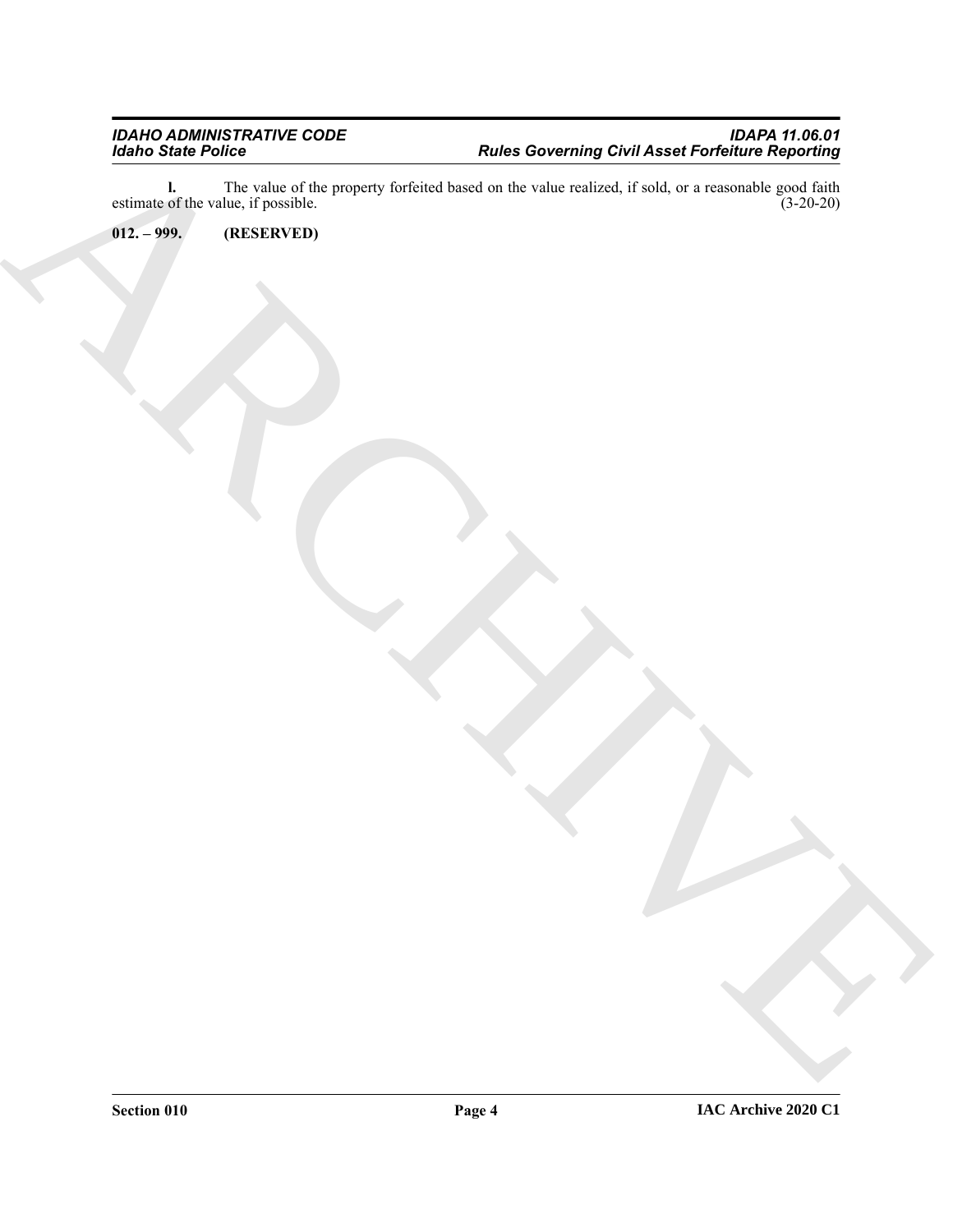**l.** The value of the property forfeited based on the value realized, if sold, or a reasonable good faith estimate of the value, if possible. (3-20-20)

**012. – 999. (RESERVED)**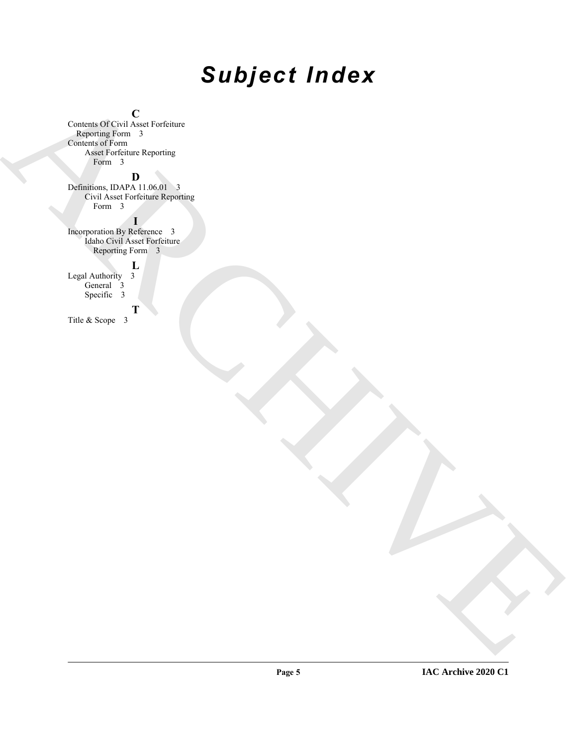# *Subject Index*

**C**

Contents Of Civil Asset Forfeiture Reporting Form 3

Contents of Form

    Asset Forfeiture Reporting Form 3

**D**

Definitions, IDAPA 11.06.01 3

    Civil Asset Forfeiture Reporting Form 3

**I**

Incorporation By Reference 3

    Idaho Civil Asset Forfeiture Reporting Form 3

**L**

Legal Authority 3

    General 3

    Specific 3

**T**

Title & Scope 3